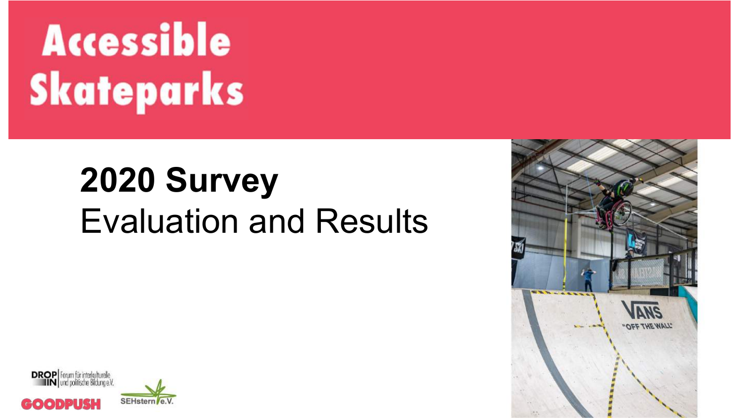# Accessible Skateparks

## 2020 Survey

Evaluation and Results

DROP IN | Forum für interkulturelle und politische Bildung e.V.

GOODPUSH

SEHstern e.V.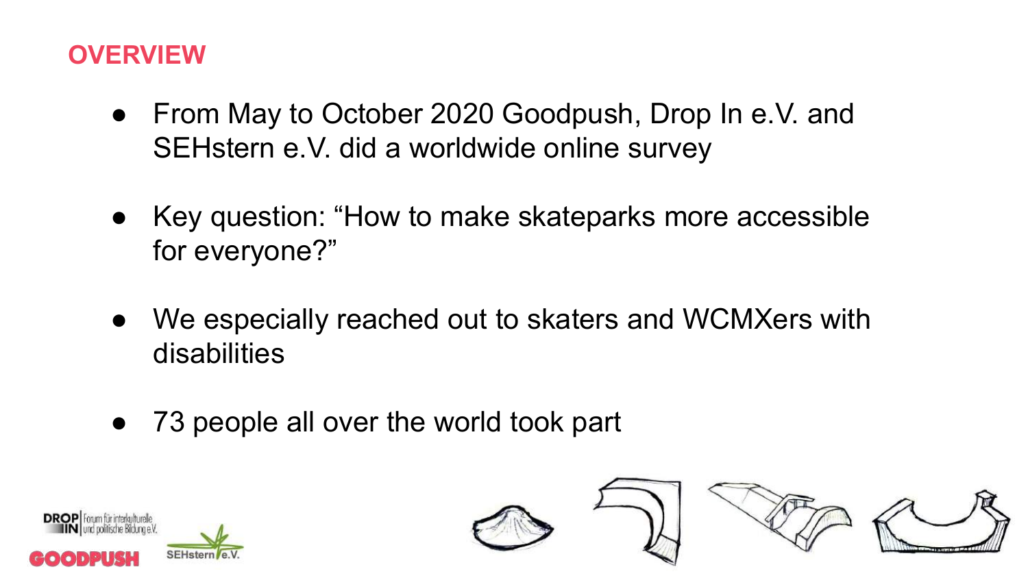## OVERVIEW

- From May to October 2020 Goodpush, Drop In e.V. and SEHstern e.V. did a worldwide online survey
- Key question: “How to make skateparks more accessible for everyone?”
- We especially reached out to skaters and WCMXers with disabilities
- 73 people all over the world took part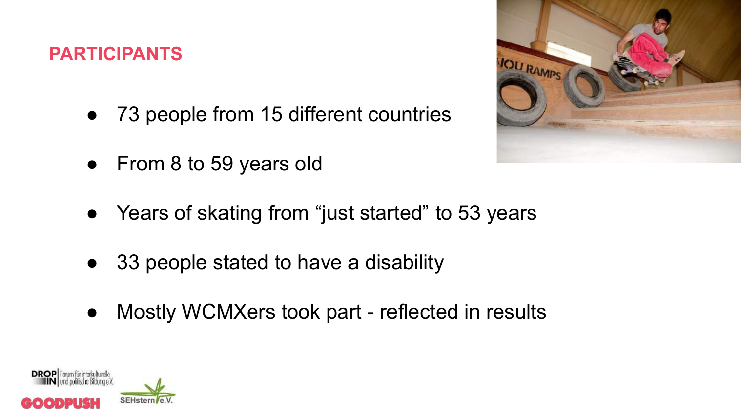## PARTICIPANTS

- 73 people from 15 different countries
- From 8 to 59 years old
- Years of skating from “just started” to 53 years
- 33 people stated to have a disability
- Mostly WCMXers took part - reflected in results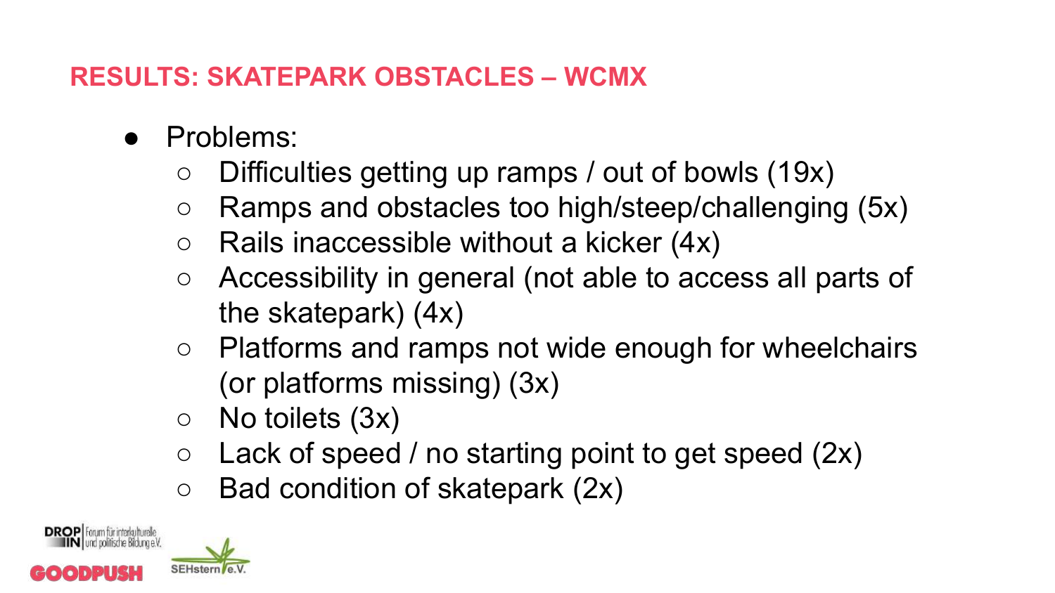## RESULTS: SKATEPARK OBSTACLES – WCMX

- Problems:
  - Difficulties getting up ramps / out of bowls (19x)
  - Ramps and obstacles too high/steep/challenging (5x)
  - Rails inaccessible without a kicker (4x)
  - Accessibility in general (not able to access all parts of the skatepark) (4x)
  - Platforms and ramps not wide enough for wheelchairs (or platforms missing) (3x)
  - No toilets (3x)
  - Lack of speed / no starting point to get speed (2x)
  - Bad condition of skatepark (2x)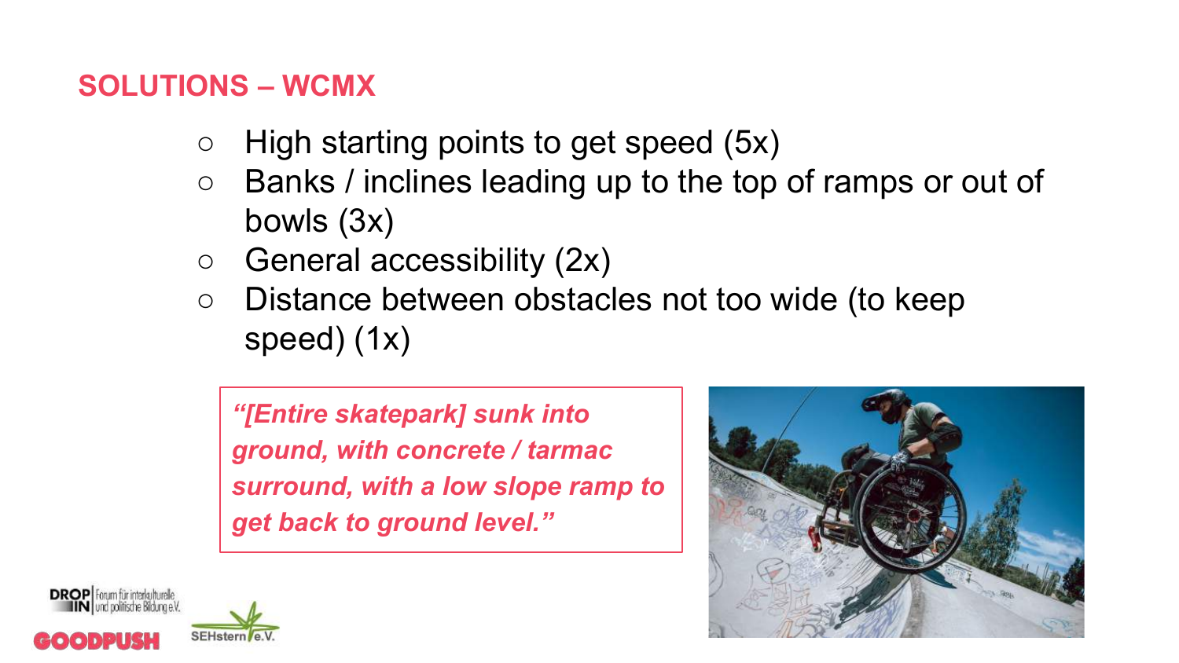## SOLUTIONS – WCMX

- High starting points to get speed (5x)
- Banks / inclines leading up to the top of ramps or out of bowls (3x)
- General accessibility (2x)
- Distance between obstacles not too wide (to keep speed) (1x)

> ***"[Entire skatepark] sunk into ground, with concrete / tarmac surround, with a low slope ramp to get back to ground level."***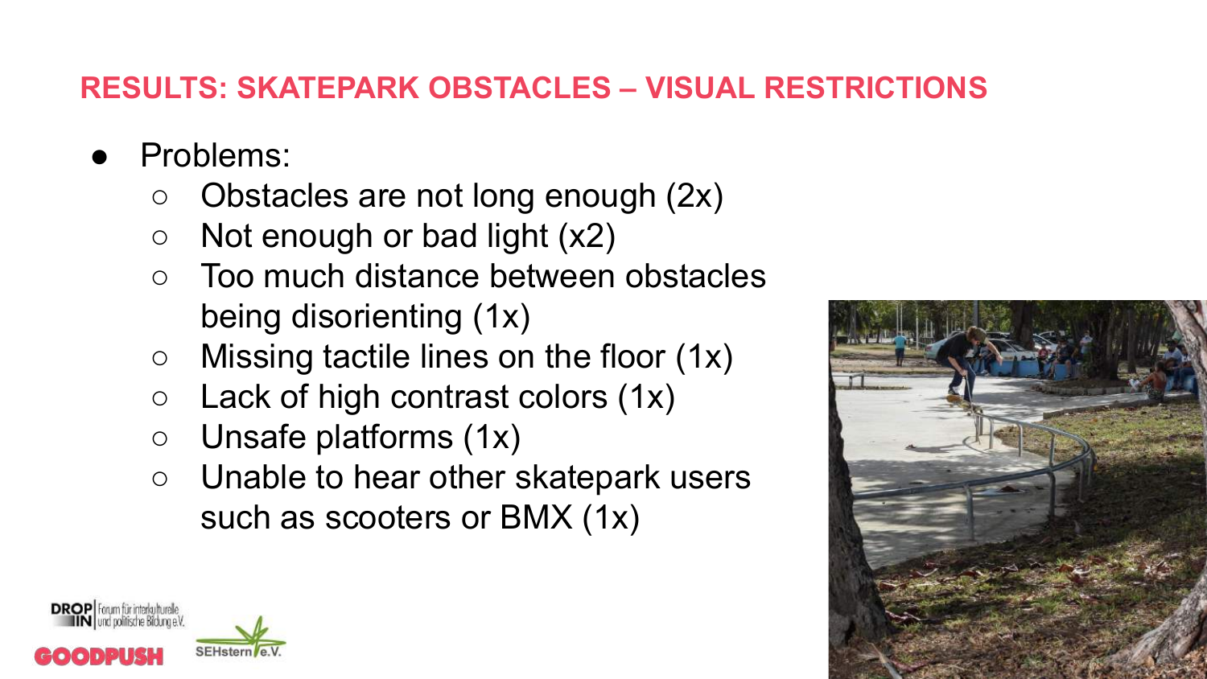## RESULTS: SKATEPARK OBSTACLES – VISUAL RESTRICTIONS

- Problems:
  - Obstacles are not long enough (2x)
  - Not enough or bad light (x2)
  - Too much distance between obstacles being disorienting (1x)
  - Missing tactile lines on the floor (1x)
  - Lack of high contrast colors (1x)
  - Unsafe platforms (1x)
  - Unable to hear other skatepark users such as scooters or BMX (1x)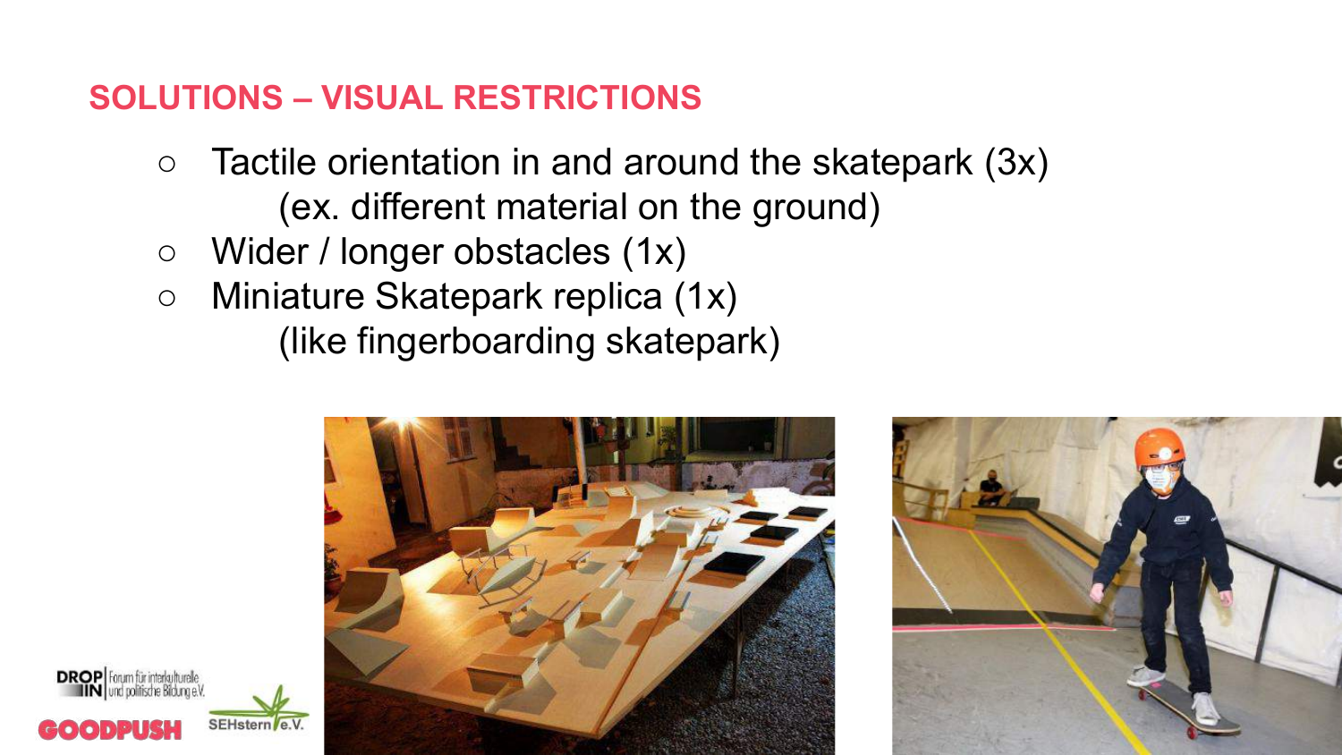## SOLUTIONS – VISUAL RESTRICTIONS

- Tactile orientation in and around the skatepark (3x)
  (ex. different material on the ground)
- Wider / longer obstacles (1x)
- Miniature Skatepark replica (1x)
  (like fingerboarding skatepark)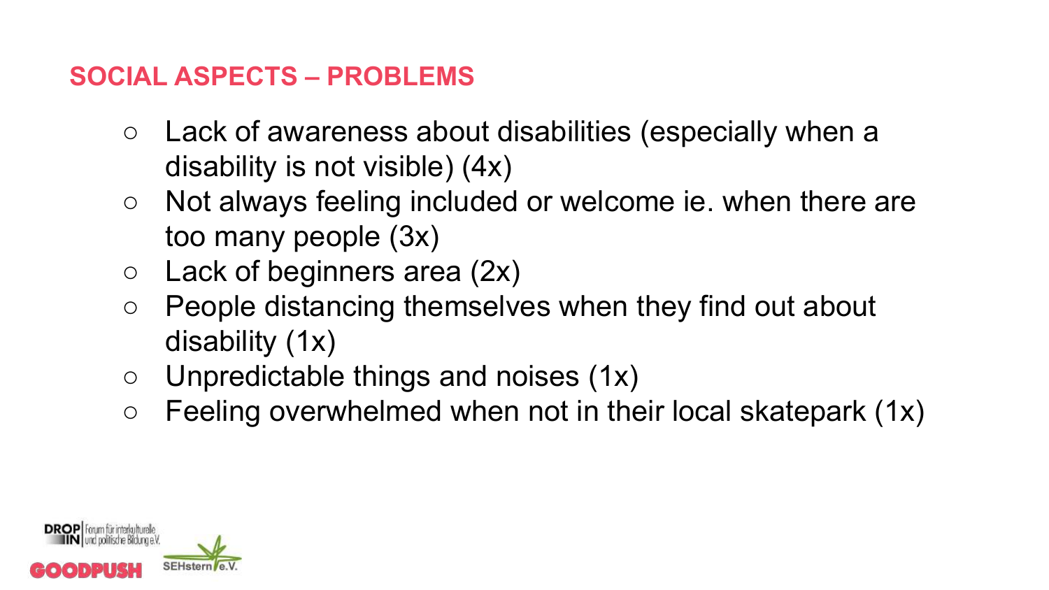## SOCIAL ASPECTS – PROBLEMS

- Lack of awareness about disabilities (especially when a disability is not visible) (4x)
- Not always feeling included or welcome ie. when there are too many people (3x)
- Lack of beginners area (2x)
- People distancing themselves when they find out about disability (1x)
- Unpredictable things and noises (1x)
- Feeling overwhelmed when not in their local skatepark (1x)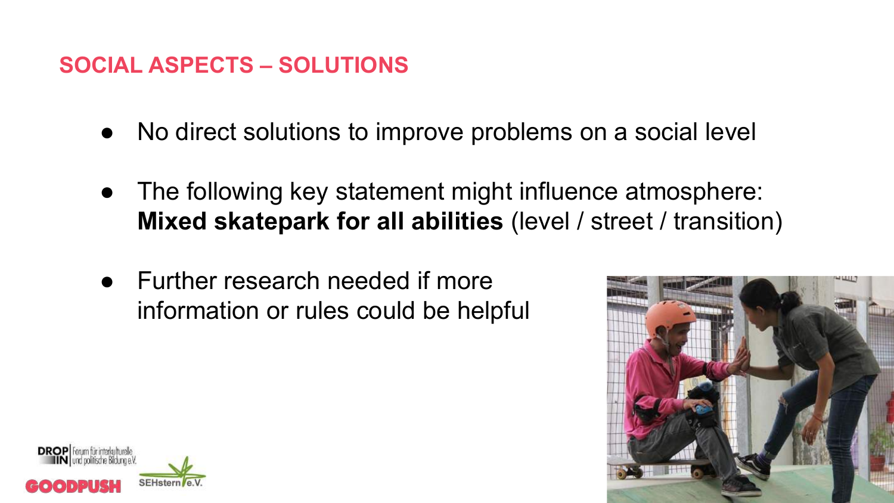## SOCIAL ASPECTS – SOLUTIONS

- No direct solutions to improve problems on a social level
- The following key statement might influence atmosphere: **Mixed skatepark for all abilities** (level / street / transition)
- Further research needed if more information or rules could be helpful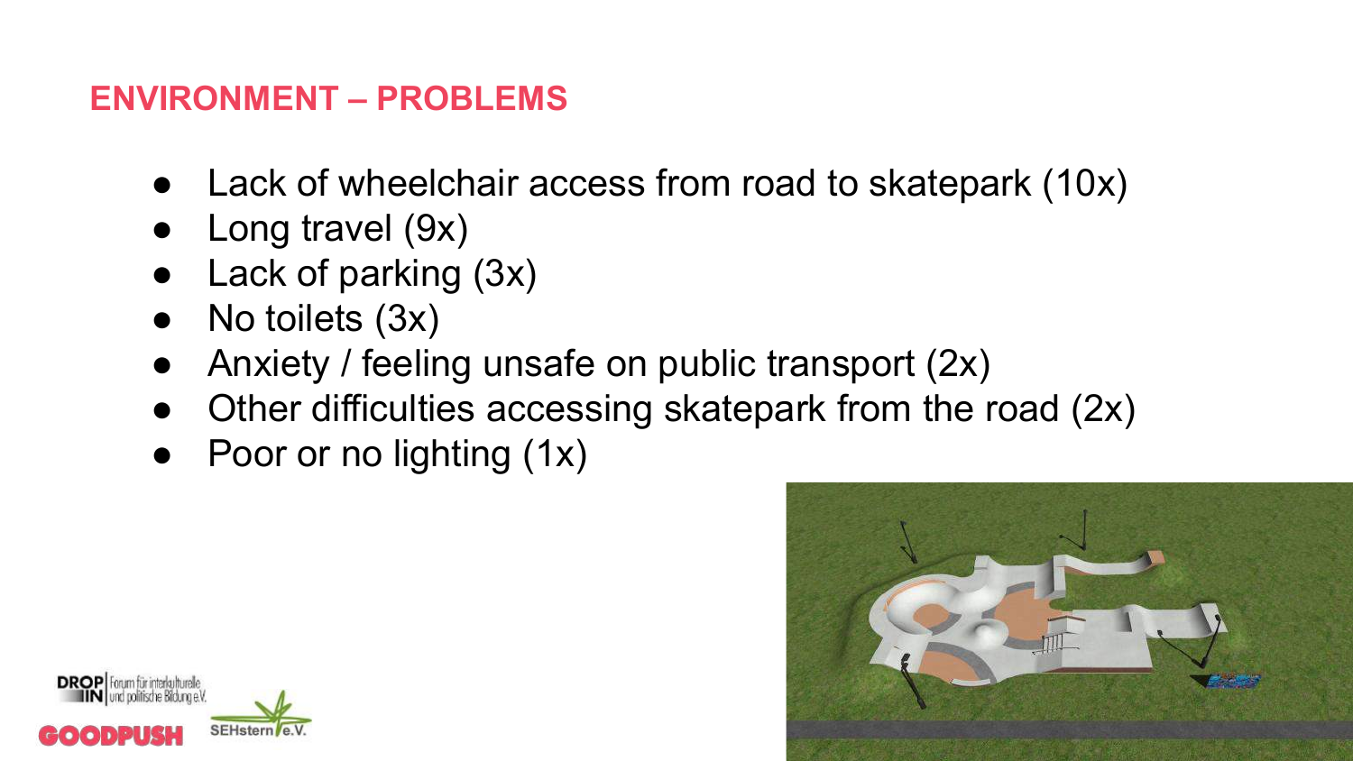## ENVIRONMENT – PROBLEMS

- Lack of wheelchair access from road to skatepark (10x)
- Long travel (9x)
- Lack of parking (3x)
- No toilets (3x)
- Anxiety / feeling unsafe on public transport (2x)
- Other difficulties accessing skatepark from the road (2x)
- Poor or no lighting (1x)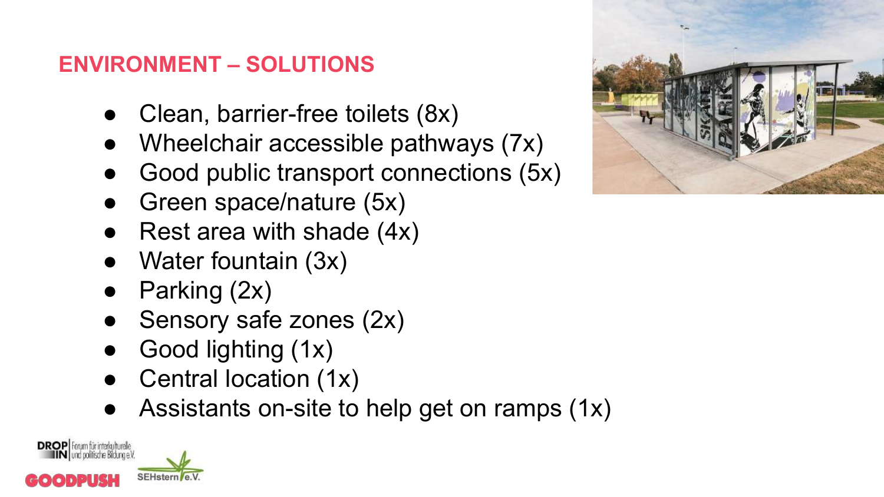## ENVIRONMENT – SOLUTIONS

- Clean, barrier-free toilets (8x)
- Wheelchair accessible pathways (7x)
- Good public transport connections (5x)
- Green space/nature (5x)
- Rest area with shade (4x)
- Water fountain (3x)
- Parking (2x)
- Sensory safe zones (2x)
- Good lighting (1x)
- Central location (1x)
- Assistants on-site to help get on ramps (1x)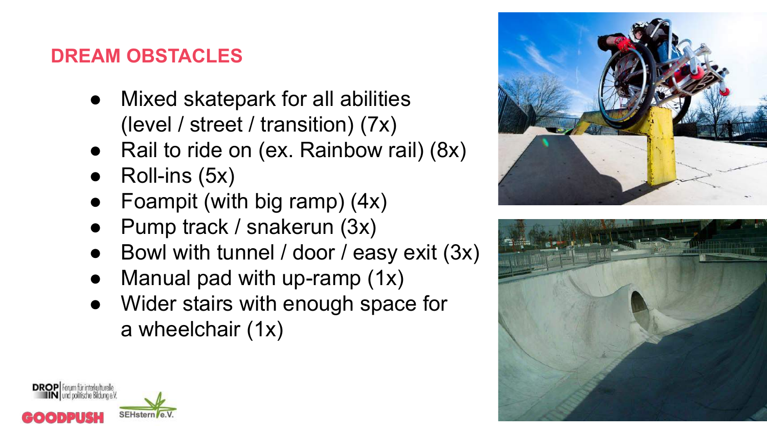## DREAM OBSTACLES

- Mixed skatepark for all abilities (level / street / transition) (7x)
- Rail to ride on (ex. Rainbow rail) (8x)
- Roll-ins (5x)
- Foampit (with big ramp) (4x)
- Pump track / snakerun (3x)
- Bowl with tunnel / door / easy exit (3x)
- Manual pad with up-ramp (1x)
- Wider stairs with enough space for a wheelchair (1x)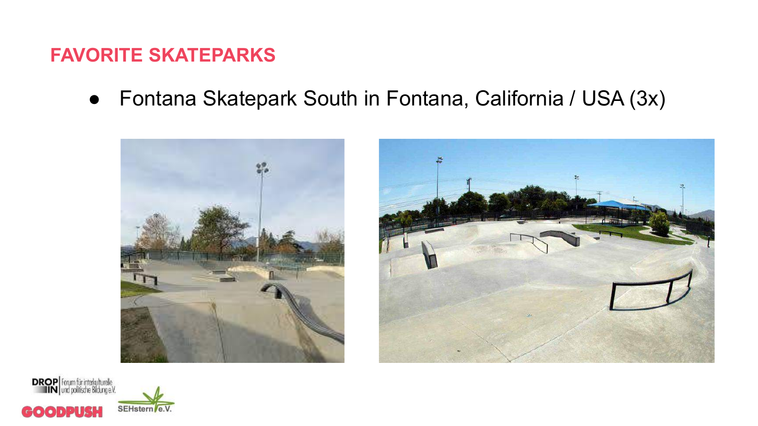## FAVORITE SKATEPARKS

- Fontana Skatepark South in Fontana, California / USA (3x)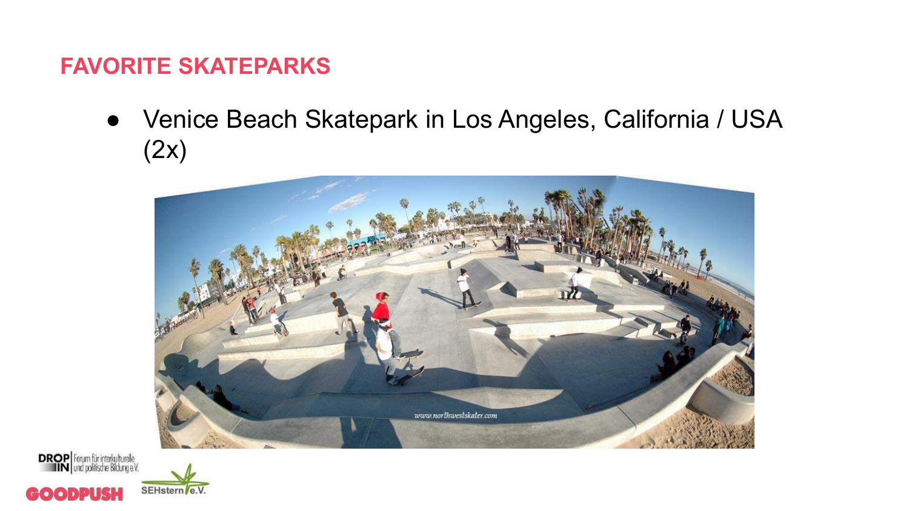## FAVORITE SKATEPARKS

- Venice Beach Skatepark in Los Angeles, California / USA (2x)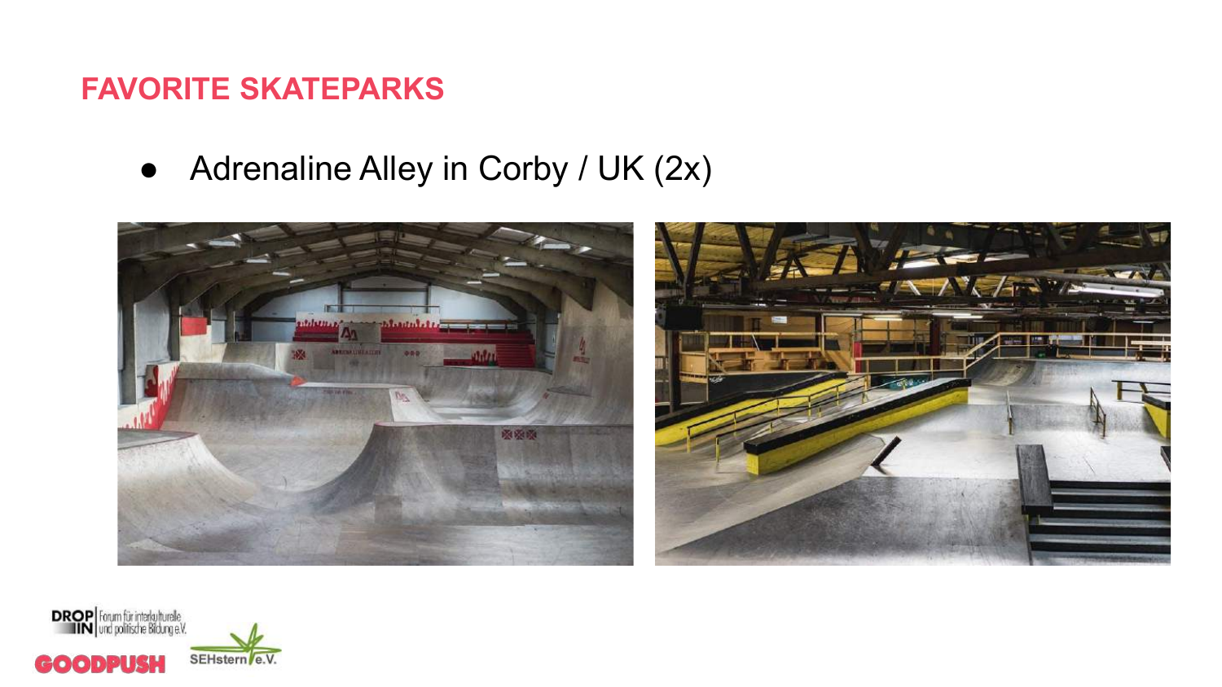## FAVORITE SKATEPARKS

- Adrenaline Alley in Corby / UK (2x)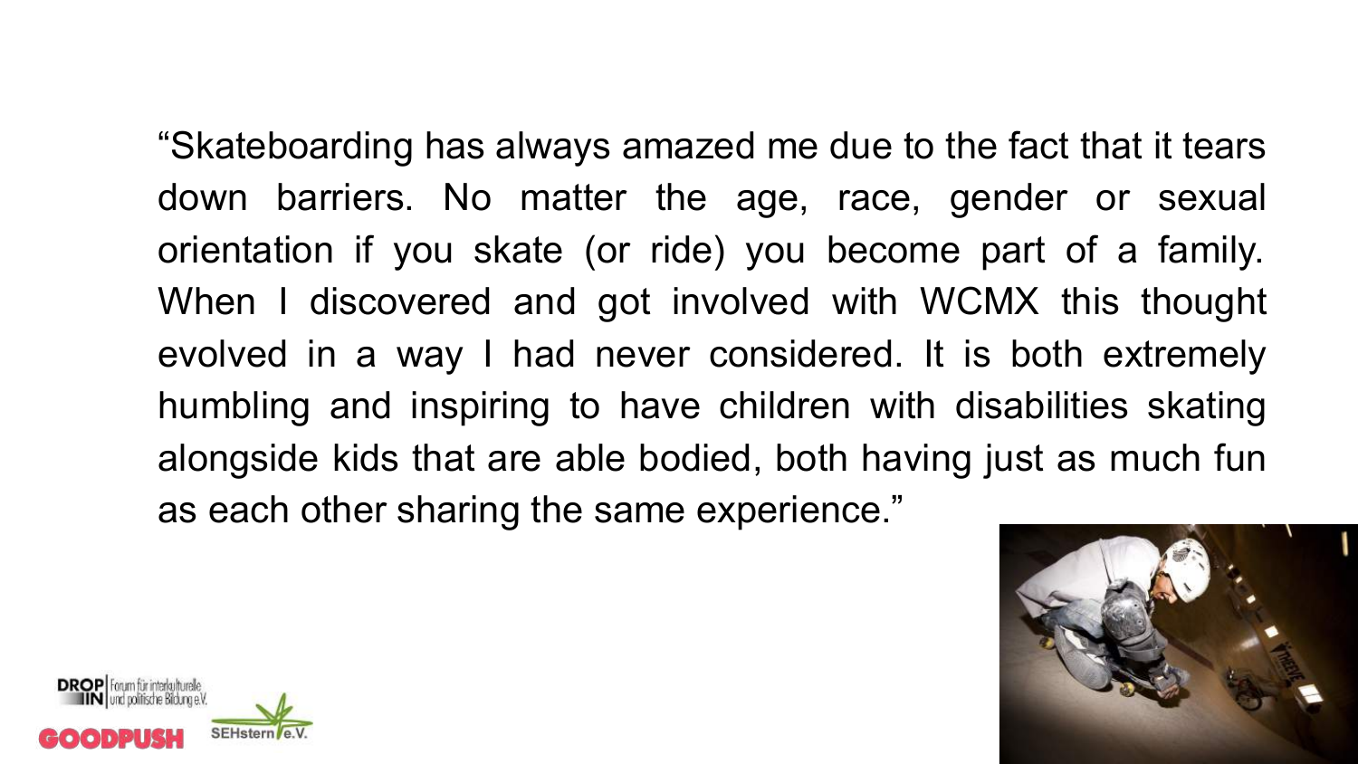"Skateboarding has always amazed me due to the fact that it tears down barriers. No matter the age, race, gender or sexual orientation if you skate (or ride) you become part of a family. When I discovered and got involved with WCMX this thought evolved in a way I had never considered. It is both extremely humbling and inspiring to have children with disabilities skating alongside kids that are able bodied, both having just as much fun as each other sharing the same experience."

DROP IN | Forum für interkulturelle und politische Bildung e.V.

GOODPUSH

SEHstern e.V.